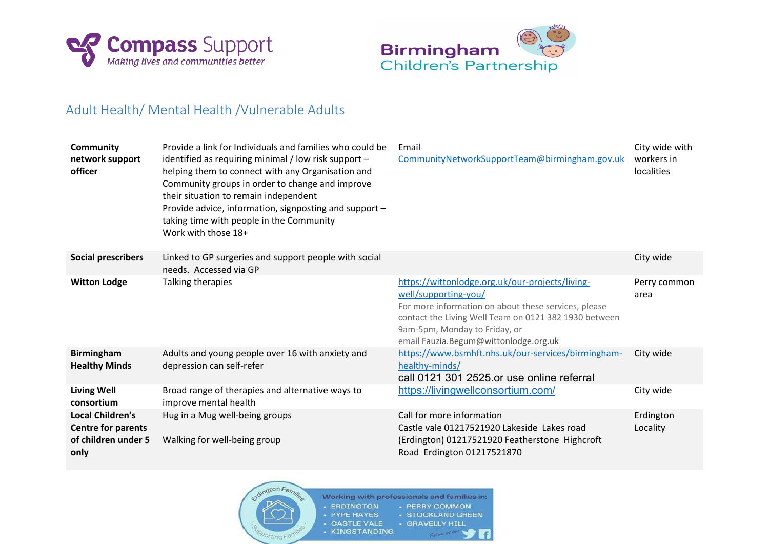## Adult Health/ Mental Health /Vulnerable Adults

| | | | |
|---|---|---|---|
| **Community network support officer** | Provide a link for Individuals and families who could be identified as requiring minimal / low risk support – helping them to connect with any Organisation and Community groups in order to change and improve their situation to remain independent<br>Provide advice, information, signposting and support – taking time with people in the Community<br>Work with those 18+ | Email<br>CommunityNetworkSupportTeam@birmingham.gov.uk | City wide with workers in localities |
| **Social prescribers** | Linked to GP surgeries and support people with social needs. Accessed via GP | | City wide |
| **Witton Lodge** | Talking therapies | https://wittonlodge.org.uk/our-projects/living-well/supporting-you/<br>For more information on about these services, please contact the Living Well Team on 0121 382 1930 between 9am-5pm, Monday to Friday, or email Fauzia.Begum@wittonlodge.org.uk | Perry common area |
| **Birmingham Healthy Minds** | Adults and young people over 16 with anxiety and depression can self-refer | https://www.bsmhft.nhs.uk/our-services/birmingham-healthy-minds/<br>call 0121 301 2525.or use online referral | City wide |
| **Living Well consortium** | Broad range of therapies and alternative ways to improve mental health | https://livingwellconsortium.com/ | City wide |
| **Local Children's Centre for parents of children under 5 only** | Hug in a Mug well-being groups<br><br>Walking for well-being group | Call for more information<br>Castle vale 01217521920 Lakeside Lakes road (Erdington) 01217521920 Featherstone Highcroft Road Erdington 01217521870 | Erdington Locality |

Erdington Families – Supporting Families

Working with professionals and families in:
- ERDINGTON
- PYPE HAYES
- CASTLE VALE
- KINGSTANDING
- PERRY COMMON
- STOCKLAND GREEN
- GRAVELLY HILL

Follow us on: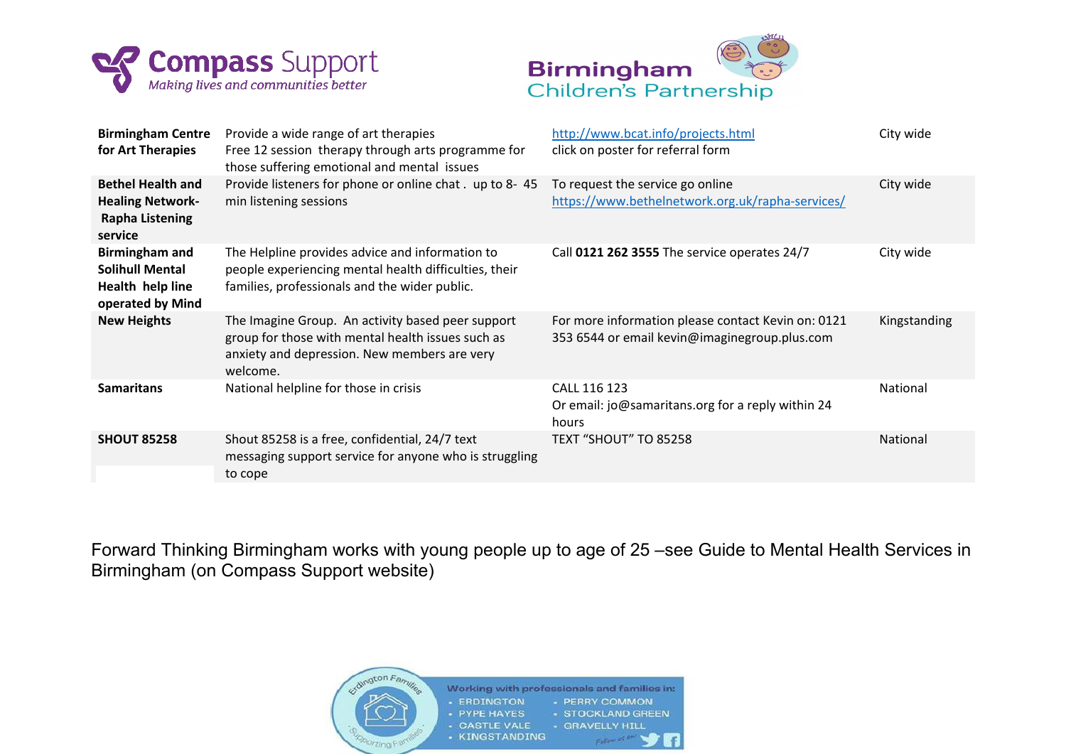| | | | |
|---|---|---|---|
| **Birmingham Centre for Art Therapies** | Provide a wide range of art therapies<br>Free 12 session therapy through arts programme for those suffering emotional and mental issues | http://www.bcat.info/projects.html<br>click on poster for referral form | City wide |
| **Bethel Health and Healing Network- Rapha Listening service** | Provide listeners for phone or online chat . up to 8- 45 min listening sessions | To request the service go online<br>https://www.bethelnetwork.org.uk/rapha-services/ | City wide |
| **Birmingham and Solihull Mental Health help line operated by Mind** | The Helpline provides advice and information to people experiencing mental health difficulties, their families, professionals and the wider public. | Call **0121 262 3555** The service operates 24/7 | City wide |
| **New Heights** | The Imagine Group. An activity based peer support group for those with mental health issues such as anxiety and depression. New members are very welcome. | For more information please contact Kevin on: 0121 353 6544 or email kevin@imaginegroup.plus.com | Kingstanding |
| **Samaritans** | National helpline for those in crisis | CALL 116 123<br>Or email: jo@samaritans.org for a reply within 24 hours | National |
| **SHOUT 85258** | Shout 85258 is a free, confidential, 24/7 text messaging support service for anyone who is struggling to cope | TEXT "SHOUT" TO 85258 | National |

Forward Thinking Birmingham works with young people up to age of 25 –see Guide to Mental Health Services in Birmingham (on Compass Support website)

Working with professionals and families in:
- ERDINGTON
- PYPE HAYES
- CASTLE VALE
- KINGSTANDING
- PERRY COMMON
- STOCKLAND GREEN
- GRAVELLY HILL